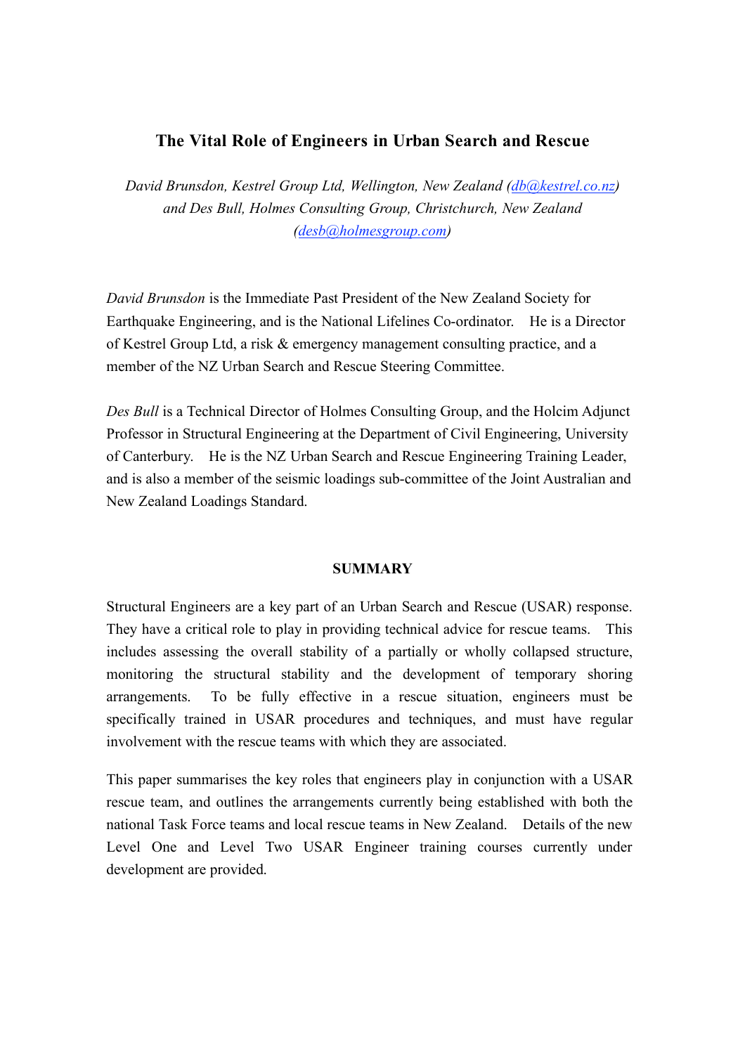# The Vital Role of Engineers in Urban Search and Rescue

*David Brunsdon, Kestrel Group Ltd, Wellington, New Zealand (db@kestrel.co.nz) and Des Bull, Holmes Consulting Group, Christchurch, New Zealand (desb@holmesgroup.com)*

*David Brunsdon* is the Immediate Past President of the New Zealand Society for Earthquake Engineering, and is the National Lifelines Co-ordinator. He is a Director of Kestrel Group Ltd, a risk & emergency management consulting practice, and a member of the NZ Urban Search and Rescue Steering Committee.

*Des Bull* is a Technical Director of Holmes Consulting Group, and the Holcim Adjunct Professor in Structural Engineering at the Department of Civil Engineering, University of Canterbury. He is the NZ Urban Search and Rescue Engineering Training Leader, and is also a member of the seismic loadings sub-committee of the Joint Australian and New Zealand Loadings Standard.

## SUMMARY

Structural Engineers are a key part of an Urban Search and Rescue (USAR) response. They have a critical role to play in providing technical advice for rescue teams. This includes assessing the overall stability of a partially or wholly collapsed structure, monitoring the structural stability and the development of temporary shoring arrangements. To be fully effective in a rescue situation, engineers must be specifically trained in USAR procedures and techniques, and must have regular involvement with the rescue teams with which they are associated.

This paper summarises the key roles that engineers play in conjunction with a USAR rescue team, and outlines the arrangements currently being established with both the national Task Force teams and local rescue teams in New Zealand. Details of the new Level One and Level Two USAR Engineer training courses currently under development are provided.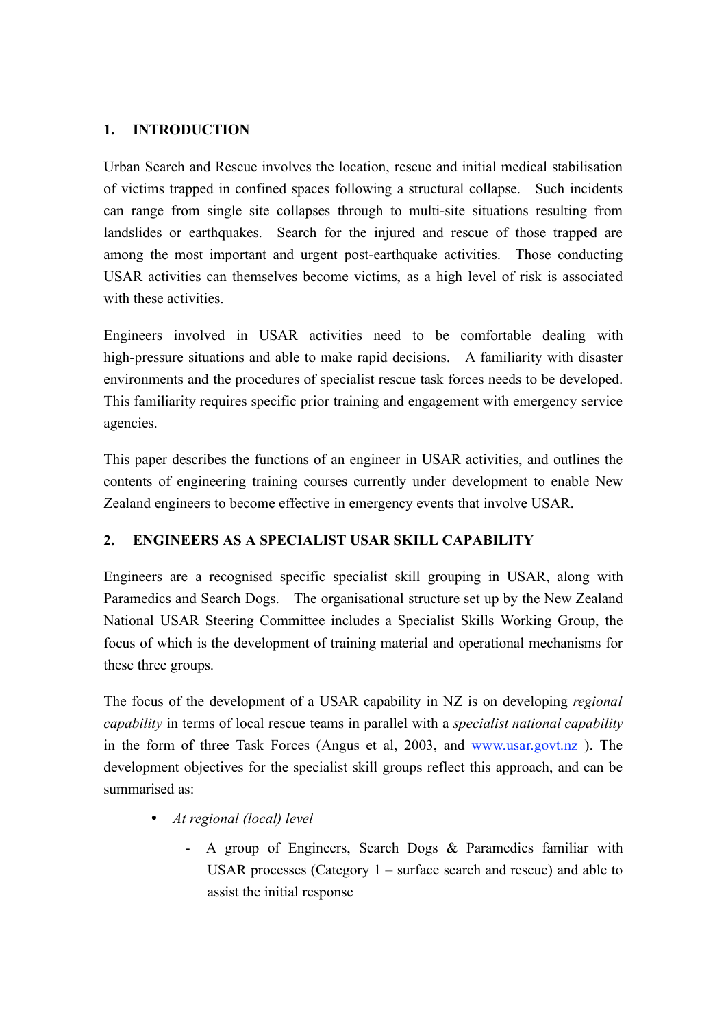## 1. INTRODUCTION

Urban Search and Rescue involves the location, rescue and initial medical stabilisation of victims trapped in confined spaces following a structural collapse. Such incidents can range from single site collapses through to multi-site situations resulting from landslides or earthquakes. Search for the injured and rescue of those trapped are among the most important and urgent post-earthquake activities. Those conducting USAR activities can themselves become victims, as a high level of risk is associated with these activities.

Engineers involved in USAR activities need to be comfortable dealing with high-pressure situations and able to make rapid decisions. A familiarity with disaster environments and the procedures of specialist rescue task forces needs to be developed. This familiarity requires specific prior training and engagement with emergency service agencies.

This paper describes the functions of an engineer in USAR activities, and outlines the contents of engineering training courses currently under development to enable New Zealand engineers to become effective in emergency events that involve USAR.

## 2. ENGINEERS AS A SPECIALIST USAR SKILL CAPABILITY

Engineers are a recognised specific specialist skill grouping in USAR, along with Paramedics and Search Dogs. The organisational structure set up by the New Zealand National USAR Steering Committee includes a Specialist Skills Working Group, the focus of which is the development of training material and operational mechanisms for these three groups.

The focus of the development of a USAR capability in NZ is on developing *regional capability* in terms of local rescue teams in parallel with a *specialist national capability* in the form of three Task Forces (Angus et al, 2003, and [www.usar.govt.nz](http://www.usar.govt.nz) ). The development objectives for the specialist skill groups reflect this approach, and can be summarised as:

- *At regional (local) level*
  - A group of Engineers, Search Dogs & Paramedics familiar with USAR processes (Category 1 – surface search and rescue) and able to assist the initial response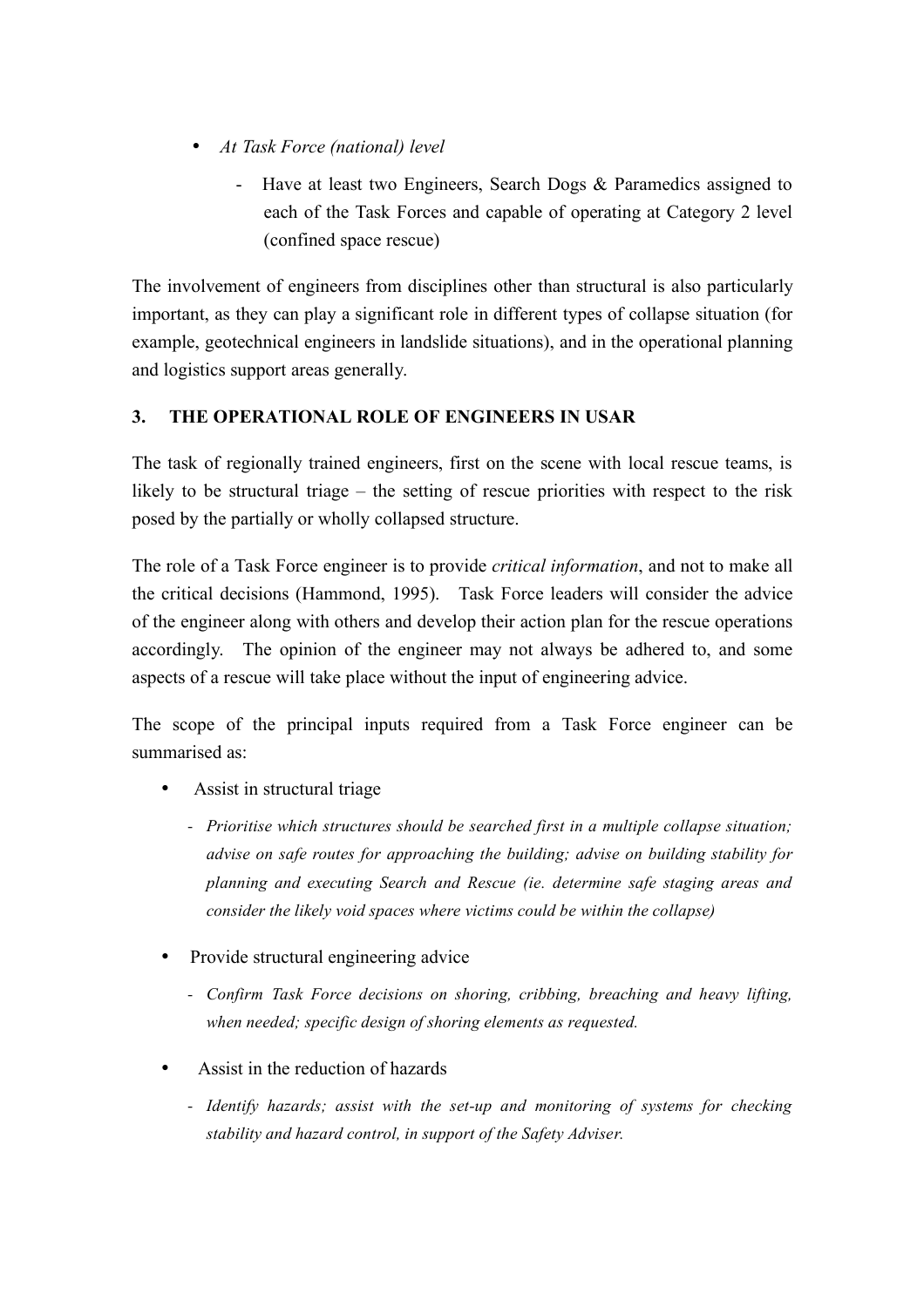- *At Task Force (national) level*
  - Have at least two Engineers, Search Dogs & Paramedics assigned to each of the Task Forces and capable of operating at Category 2 level (confined space rescue)

The involvement of engineers from disciplines other than structural is also particularly important, as they can play a significant role in different types of collapse situation (for example, geotechnical engineers in landslide situations), and in the operational planning and logistics support areas generally.

## 3. THE OPERATIONAL ROLE OF ENGINEERS IN USAR

The task of regionally trained engineers, first on the scene with local rescue teams, is likely to be structural triage – the setting of rescue priorities with respect to the risk posed by the partially or wholly collapsed structure.

The role of a Task Force engineer is to provide *critical information*, and not to make all the critical decisions (Hammond, 1995). Task Force leaders will consider the advice of the engineer along with others and develop their action plan for the rescue operations accordingly. The opinion of the engineer may not always be adhered to, and some aspects of a rescue will take place without the input of engineering advice.

The scope of the principal inputs required from a Task Force engineer can be summarised as:

- Assist in structural triage
  - *Prioritise which structures should be searched first in a multiple collapse situation; advise on safe routes for approaching the building; advise on building stability for planning and executing Search and Rescue (ie. determine safe staging areas and consider the likely void spaces where victims could be within the collapse)*
- Provide structural engineering advice
  - *Confirm Task Force decisions on shoring, cribbing, breaching and heavy lifting, when needed; specific design of shoring elements as requested.*
- Assist in the reduction of hazards
  - *Identify hazards; assist with the set-up and monitoring of systems for checking stability and hazard control, in support of the Safety Adviser.*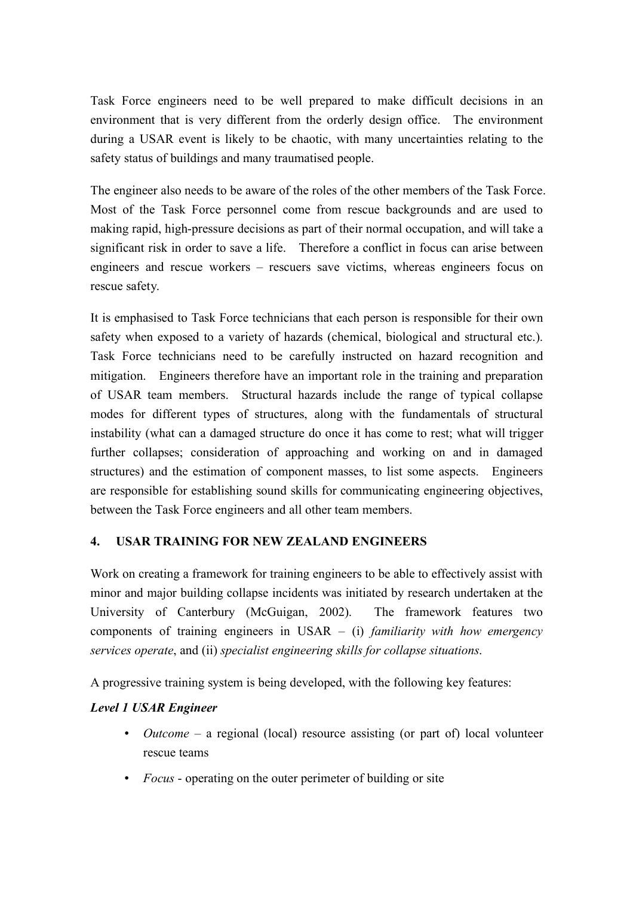Task Force engineers need to be well prepared to make difficult decisions in an environment that is very different from the orderly design office. The environment during a USAR event is likely to be chaotic, with many uncertainties relating to the safety status of buildings and many traumatised people.

The engineer also needs to be aware of the roles of the other members of the Task Force. Most of the Task Force personnel come from rescue backgrounds and are used to making rapid, high-pressure decisions as part of their normal occupation, and will take a significant risk in order to save a life. Therefore a conflict in focus can arise between engineers and rescue workers – rescuers save victims, whereas engineers focus on rescue safety.

It is emphasised to Task Force technicians that each person is responsible for their own safety when exposed to a variety of hazards (chemical, biological and structural etc.). Task Force technicians need to be carefully instructed on hazard recognition and mitigation. Engineers therefore have an important role in the training and preparation of USAR team members. Structural hazards include the range of typical collapse modes for different types of structures, along with the fundamentals of structural instability (what can a damaged structure do once it has come to rest; what will trigger further collapses; consideration of approaching and working on and in damaged structures) and the estimation of component masses, to list some aspects. Engineers are responsible for establishing sound skills for communicating engineering objectives, between the Task Force engineers and all other team members.

## 4. USAR TRAINING FOR NEW ZEALAND ENGINEERS

Work on creating a framework for training engineers to be able to effectively assist with minor and major building collapse incidents was initiated by research undertaken at the University of Canterbury (McGuigan, 2002). The framework features two components of training engineers in USAR – (i) *familiarity with how emergency services operate*, and (ii) *specialist engineering skills for collapse situations*.

A progressive training system is being developed, with the following key features:

***Level 1 USAR Engineer***

- *Outcome* – a regional (local) resource assisting (or part of) local volunteer rescue teams
- *Focus* - operating on the outer perimeter of building or site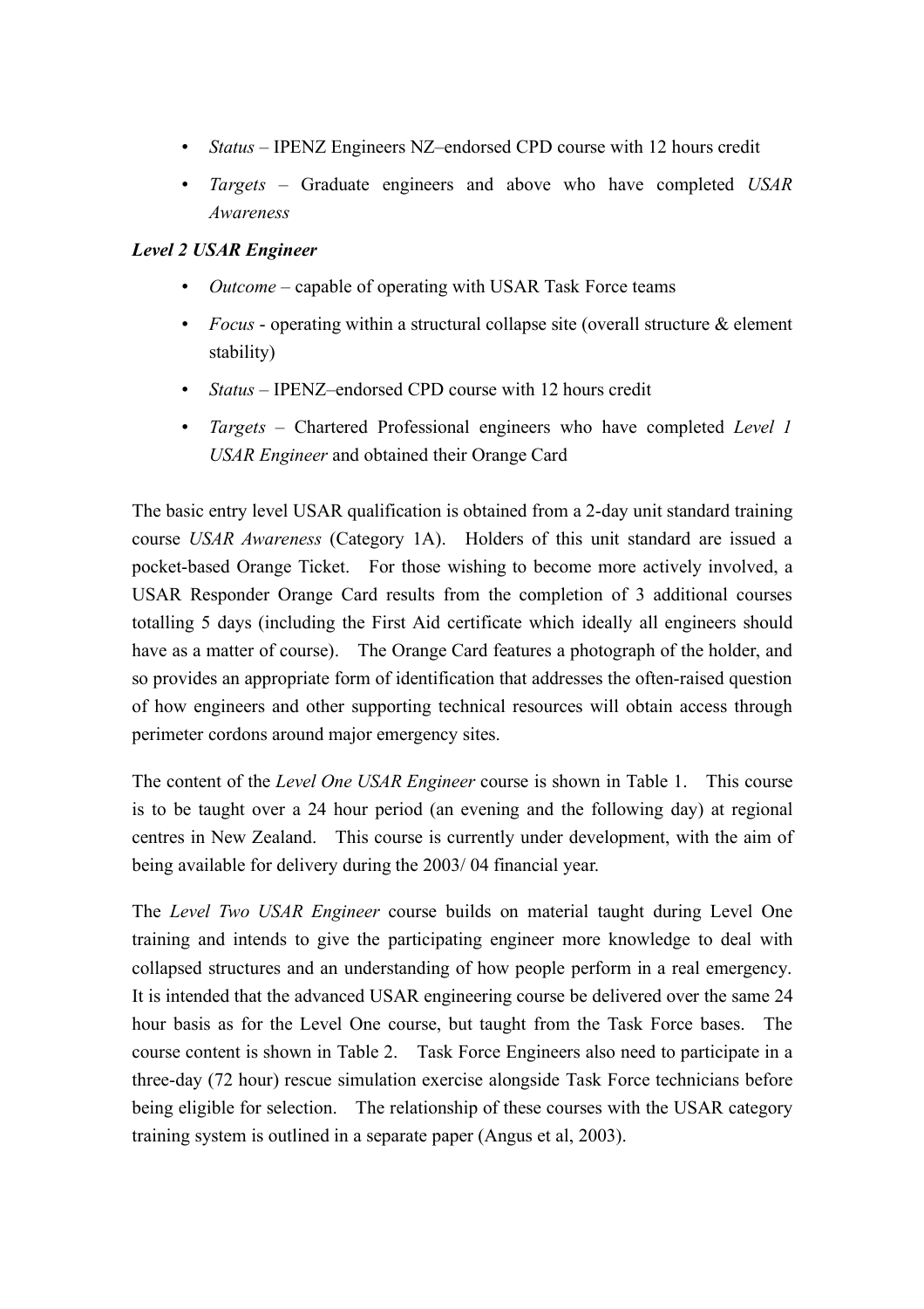- *Status* – IPENZ Engineers NZ–endorsed CPD course with 12 hours credit
- *Targets* – Graduate engineers and above who have completed *USAR Awareness*

***Level 2 USAR Engineer***

- *Outcome* – capable of operating with USAR Task Force teams
- *Focus* - operating within a structural collapse site (overall structure & element stability)
- *Status* – IPENZ–endorsed CPD course with 12 hours credit
- *Targets* – Chartered Professional engineers who have completed *Level 1 USAR Engineer* and obtained their Orange Card

The basic entry level USAR qualification is obtained from a 2-day unit standard training course *USAR Awareness* (Category 1A). Holders of this unit standard are issued a pocket-based Orange Ticket. For those wishing to become more actively involved, a USAR Responder Orange Card results from the completion of 3 additional courses totalling 5 days (including the First Aid certificate which ideally all engineers should have as a matter of course). The Orange Card features a photograph of the holder, and so provides an appropriate form of identification that addresses the often-raised question of how engineers and other supporting technical resources will obtain access through perimeter cordons around major emergency sites.

The content of the *Level One USAR Engineer* course is shown in Table 1. This course is to be taught over a 24 hour period (an evening and the following day) at regional centres in New Zealand. This course is currently under development, with the aim of being available for delivery during the 2003/ 04 financial year.

The *Level Two USAR Engineer* course builds on material taught during Level One training and intends to give the participating engineer more knowledge to deal with collapsed structures and an understanding of how people perform in a real emergency. It is intended that the advanced USAR engineering course be delivered over the same 24 hour basis as for the Level One course, but taught from the Task Force bases. The course content is shown in Table 2. Task Force Engineers also need to participate in a three-day (72 hour) rescue simulation exercise alongside Task Force technicians before being eligible for selection. The relationship of these courses with the USAR category training system is outlined in a separate paper (Angus et al, 2003).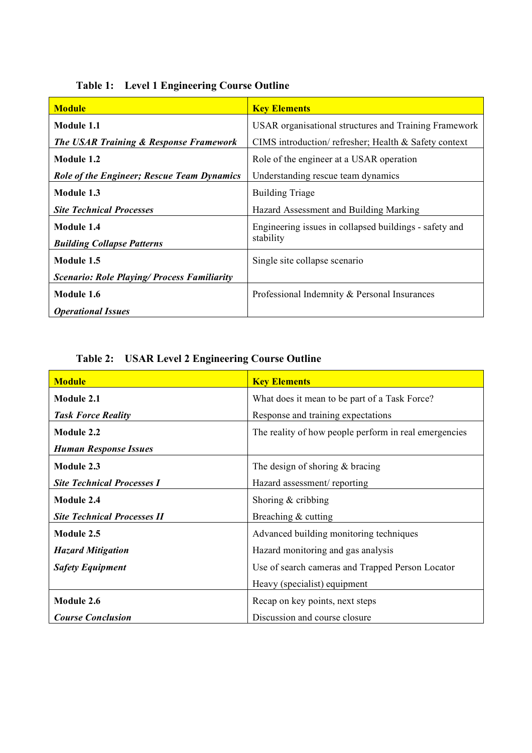**Table 1: Level 1 Engineering Course Outline**

| Module | Key Elements |
| --- | --- |
| **Module 1.1** ***The USAR Training & Response Framework*** | USAR organisational structures and Training Framework CIMS introduction/ refresher; Health & Safety context |
| **Module 1.2** ***Role of the Engineer; Rescue Team Dynamics*** | Role of the engineer at a USAR operation Understanding rescue team dynamics |
| **Module 1.3** ***Site Technical Processes*** | Building Triage Hazard Assessment and Building Marking |
| **Module 1.4** ***Building Collapse Patterns*** | Engineering issues in collapsed buildings - safety and stability |
| **Module 1.5** ***Scenario: Role Playing/ Process Familiarity*** | Single site collapse scenario |
| **Module 1.6** ***Operational Issues*** | Professional Indemnity & Personal Insurances |

**Table 2: USAR Level 2 Engineering Course Outline**

| Module | Key Elements |
| --- | --- |
| **Module 2.1** ***Task Force Reality*** | What does it mean to be part of a Task Force? Response and training expectations |
| **Module 2.2** ***Human Response Issues*** | The reality of how people perform in real emergencies |
| **Module 2.3** ***Site Technical Processes I*** | The design of shoring & bracing Hazard assessment/ reporting |
| **Module 2.4** ***Site Technical Processes II*** | Shoring & cribbing Breaching & cutting |
| **Module 2.5** ***Hazard Mitigation*** ***Safety Equipment*** | Advanced building monitoring techniques Hazard monitoring and gas analysis Use of search cameras and Trapped Person Locator Heavy (specialist) equipment |
| **Module 2.6** ***Course Conclusion*** | Recap on key points, next steps Discussion and course closure |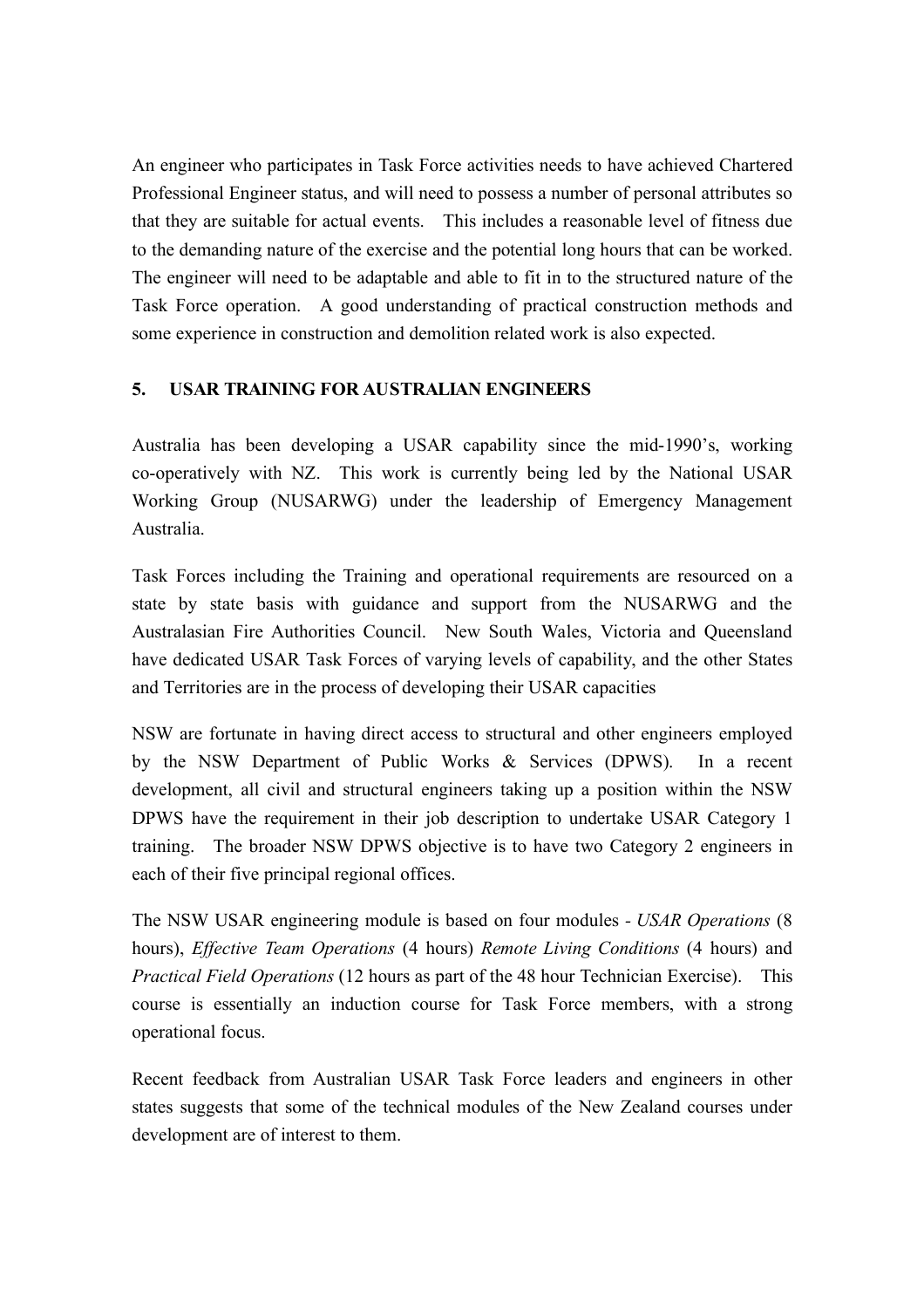An engineer who participates in Task Force activities needs to have achieved Chartered Professional Engineer status, and will need to possess a number of personal attributes so that they are suitable for actual events. This includes a reasonable level of fitness due to the demanding nature of the exercise and the potential long hours that can be worked. The engineer will need to be adaptable and able to fit in to the structured nature of the Task Force operation. A good understanding of practical construction methods and some experience in construction and demolition related work is also expected.

## 5. USAR TRAINING FOR AUSTRALIAN ENGINEERS

Australia has been developing a USAR capability since the mid-1990's, working co-operatively with NZ. This work is currently being led by the National USAR Working Group (NUSARWG) under the leadership of Emergency Management Australia.

Task Forces including the Training and operational requirements are resourced on a state by state basis with guidance and support from the NUSARWG and the Australasian Fire Authorities Council. New South Wales, Victoria and Queensland have dedicated USAR Task Forces of varying levels of capability, and the other States and Territories are in the process of developing their USAR capacities

NSW are fortunate in having direct access to structural and other engineers employed by the NSW Department of Public Works & Services (DPWS). In a recent development, all civil and structural engineers taking up a position within the NSW DPWS have the requirement in their job description to undertake USAR Category 1 training. The broader NSW DPWS objective is to have two Category 2 engineers in each of their five principal regional offices.

The NSW USAR engineering module is based on four modules - *USAR Operations* (8 hours), *Effective Team Operations* (4 hours) *Remote Living Conditions* (4 hours) and *Practical Field Operations* (12 hours as part of the 48 hour Technician Exercise). This course is essentially an induction course for Task Force members, with a strong operational focus.

Recent feedback from Australian USAR Task Force leaders and engineers in other states suggests that some of the technical modules of the New Zealand courses under development are of interest to them.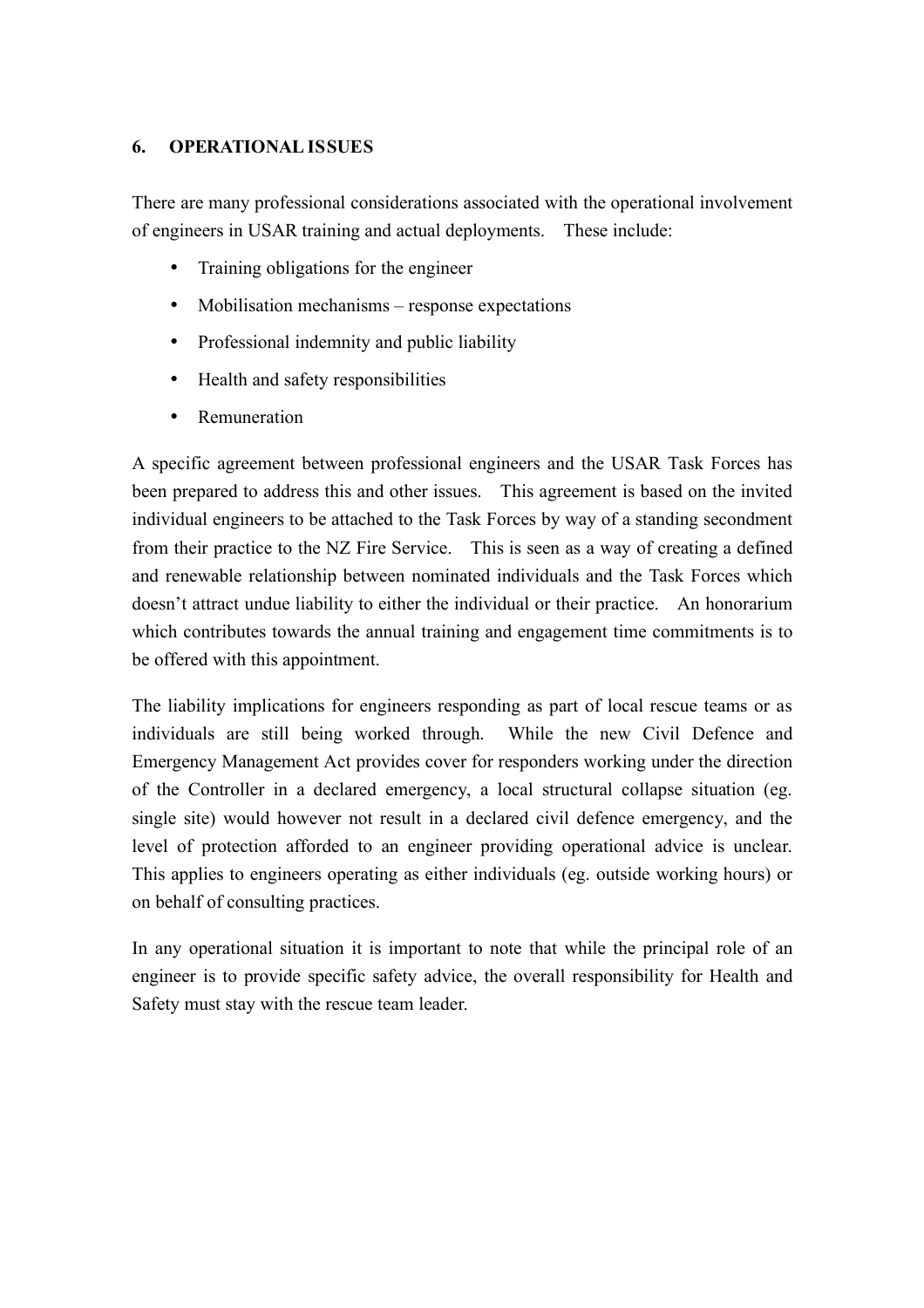## 6. OPERATIONAL ISSUES

There are many professional considerations associated with the operational involvement of engineers in USAR training and actual deployments. These include:

- Training obligations for the engineer
- Mobilisation mechanisms – response expectations
- Professional indemnity and public liability
- Health and safety responsibilities
- Remuneration

A specific agreement between professional engineers and the USAR Task Forces has been prepared to address this and other issues. This agreement is based on the invited individual engineers to be attached to the Task Forces by way of a standing secondment from their practice to the NZ Fire Service. This is seen as a way of creating a defined and renewable relationship between nominated individuals and the Task Forces which doesn't attract undue liability to either the individual or their practice. An honorarium which contributes towards the annual training and engagement time commitments is to be offered with this appointment.

The liability implications for engineers responding as part of local rescue teams or as individuals are still being worked through. While the new Civil Defence and Emergency Management Act provides cover for responders working under the direction of the Controller in a declared emergency, a local structural collapse situation (eg. single site) would however not result in a declared civil defence emergency, and the level of protection afforded to an engineer providing operational advice is unclear. This applies to engineers operating as either individuals (eg. outside working hours) or on behalf of consulting practices.

In any operational situation it is important to note that while the principal role of an engineer is to provide specific safety advice, the overall responsibility for Health and Safety must stay with the rescue team leader.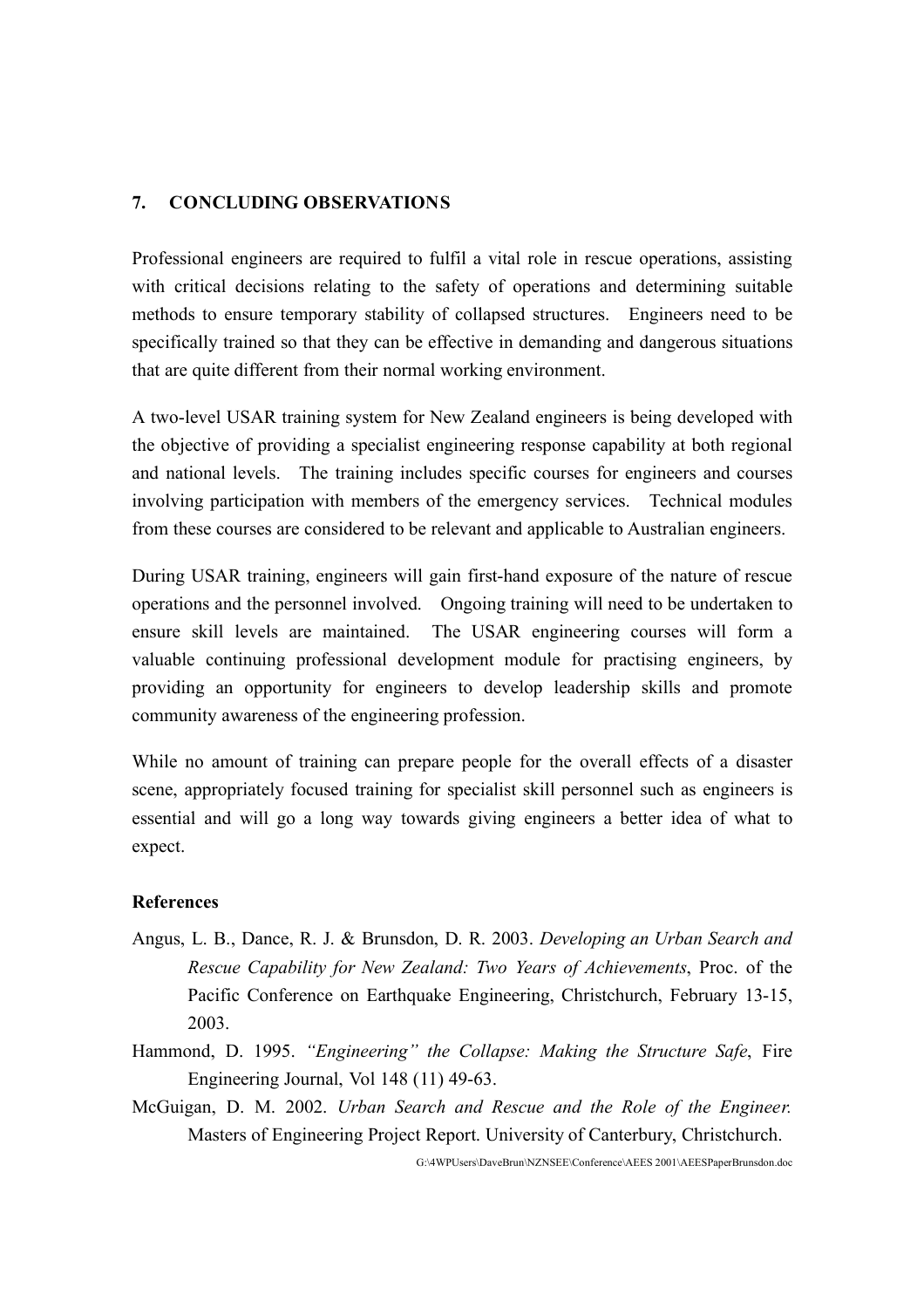## 7. CONCLUDING OBSERVATIONS

Professional engineers are required to fulfil a vital role in rescue operations, assisting with critical decisions relating to the safety of operations and determining suitable methods to ensure temporary stability of collapsed structures. Engineers need to be specifically trained so that they can be effective in demanding and dangerous situations that are quite different from their normal working environment.

A two-level USAR training system for New Zealand engineers is being developed with the objective of providing a specialist engineering response capability at both regional and national levels. The training includes specific courses for engineers and courses involving participation with members of the emergency services. Technical modules from these courses are considered to be relevant and applicable to Australian engineers.

During USAR training, engineers will gain first-hand exposure of the nature of rescue operations and the personnel involved. Ongoing training will need to be undertaken to ensure skill levels are maintained. The USAR engineering courses will form a valuable continuing professional development module for practising engineers, by providing an opportunity for engineers to develop leadership skills and promote community awareness of the engineering profession.

While no amount of training can prepare people for the overall effects of a disaster scene, appropriately focused training for specialist skill personnel such as engineers is essential and will go a long way towards giving engineers a better idea of what to expect.

**References**

Angus, L. B., Dance, R. J. & Brunsdon, D. R. 2003. *Developing an Urban Search and Rescue Capability for New Zealand: Two Years of Achievements*, Proc. of the Pacific Conference on Earthquake Engineering, Christchurch, February 13-15, 2003.

Hammond, D. 1995. *"Engineering" the Collapse: Making the Structure Safe*, Fire Engineering Journal, Vol 148 (11) 49-63.

McGuigan, D. M. 2002. *Urban Search and Rescue and the Role of the Engineer.* Masters of Engineering Project Report. University of Canterbury, Christchurch.